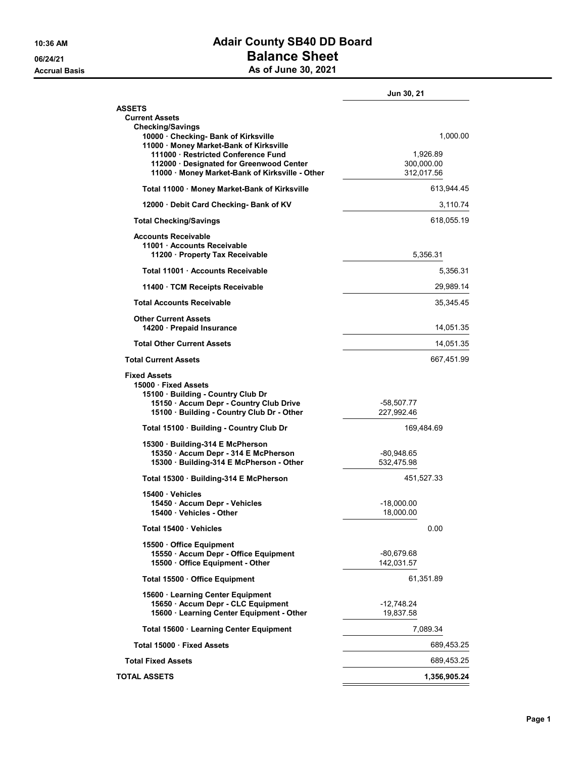# Adair County SB40 DD Board

## Balance Sheet

### As of June 30, 2021

10:36 AM
06/24/21
Accrual Basis

| | | Jun 30, 21 |
|---|---|---|
| **ASSETS** | | |
| **Current Assets** | | |
| **Checking/Savings** | | |
| 10000 · Checking- Bank of Kirksville | | 1,000.00 |
| 11000 · Money Market-Bank of Kirksville | | |
| 111000 · Restricted Conference Fund | 1,926.89 | |
| 112000 · Designated for Greenwood Center | 300,000.00 | |
| 11000 · Money Market-Bank of Kirksville - Other | 312,017.56 | |
| **Total 11000 · Money Market-Bank of Kirksville** | | 613,944.45 |
| 12000 · Debit Card Checking- Bank of KV | | 3,110.74 |
| **Total Checking/Savings** | | 618,055.19 |
| **Accounts Receivable** | | |
| 11001 · Accounts Receivable | | |
| 11200 · Property Tax Receivable | 5,356.31 | |
| **Total 11001 · Accounts Receivable** | | 5,356.31 |
| 11400 · TCM Receipts Receivable | | 29,989.14 |
| **Total Accounts Receivable** | | 35,345.45 |
| **Other Current Assets** | | |
| 14200 · Prepaid Insurance | | 14,051.35 |
| **Total Other Current Assets** | | 14,051.35 |
| **Total Current Assets** | | 667,451.99 |
| **Fixed Assets** | | |
| 15000 · Fixed Assets | | |
| 15100 · Building - Country Club Dr | | |
| 15150 · Accum Depr - Country Club Drive | -58,507.77 | |
| 15100 · Building - Country Club Dr - Other | 227,992.46 | |
| **Total 15100 · Building - Country Club Dr** | 169,484.69 | |
| 15300 · Building-314 E McPherson | | |
| 15350 · Accum Depr - 314 E McPherson | -80,948.65 | |
| 15300 · Building-314 E McPherson - Other | 532,475.98 | |
| **Total 15300 · Building-314 E McPherson** | 451,527.33 | |
| 15400 · Vehicles | | |
| 15450 · Accum Depr - Vehicles | -18,000.00 | |
| 15400 · Vehicles - Other | 18,000.00 | |
| **Total 15400 · Vehicles** | 0.00 | |
| 15500 · Office Equipment | | |
| 15550 · Accum Depr - Office Equipment | -80,679.68 | |
| 15500 · Office Equipment - Other | 142,031.57 | |
| **Total 15500 · Office Equipment** | 61,351.89 | |
| 15600 · Learning Center Equipment | | |
| 15650 · Accum Depr - CLC Equipment | -12,748.24 | |
| 15600 · Learning Center Equipment - Other | 19,837.58 | |
| **Total 15600 · Learning Center Equipment** | 7,089.34 | |
| **Total 15000 · Fixed Assets** | | 689,453.25 |
| **Total Fixed Assets** | | 689,453.25 |
| **TOTAL ASSETS** | | **1,356,905.24** |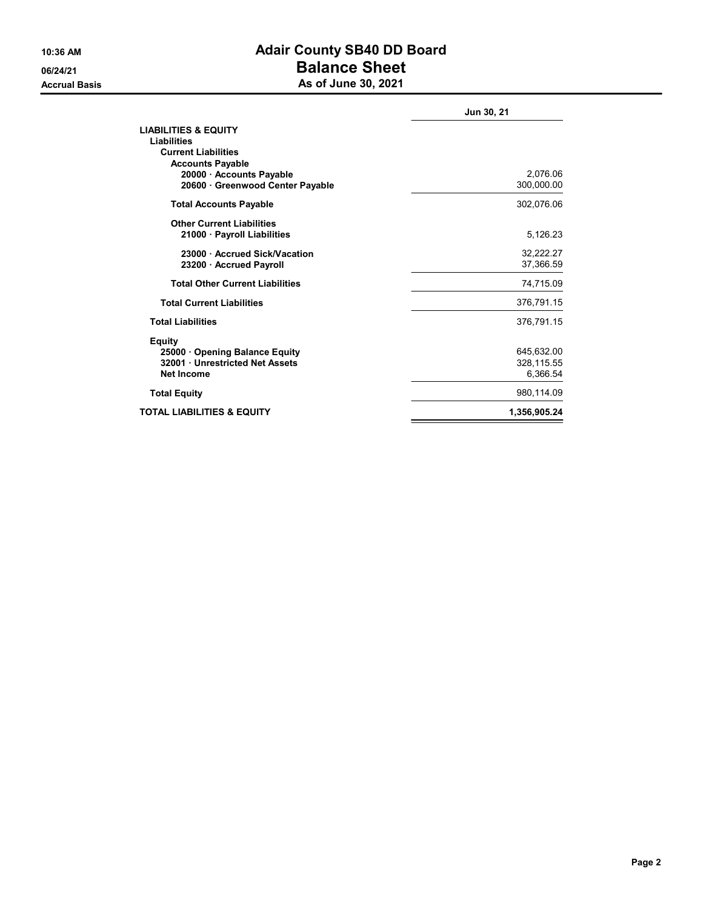# Adair County SB40 DD Board
## Balance Sheet
### As of June 30, 2021

10:36 AM
06/24/21
Accrual Basis

| | Jun 30, 21 |
|---|---|
| **LIABILITIES & EQUITY** | |
| **Liabilities** | |
| **Current Liabilities** | |
| **Accounts Payable** | |
| **20000 · Accounts Payable** | 2,076.06 |
| **20600 · Greenwood Center Payable** | 300,000.00 |
| **Total Accounts Payable** | 302,076.06 |
| **Other Current Liabilities** | |
| **21000 · Payroll Liabilities** | 5,126.23 |
| **23000 · Accrued Sick/Vacation** | 32,222.27 |
| **23200 · Accrued Payroll** | 37,366.59 |
| **Total Other Current Liabilities** | 74,715.09 |
| **Total Current Liabilities** | 376,791.15 |
| **Total Liabilities** | 376,791.15 |
| **Equity** | |
| **25000 · Opening Balance Equity** | 645,632.00 |
| **32001 · Unrestricted Net Assets** | 328,115.55 |
| **Net Income** | 6,366.54 |
| **Total Equity** | 980,114.09 |
| **TOTAL LIABILITIES & EQUITY** | **1,356,905.24** |